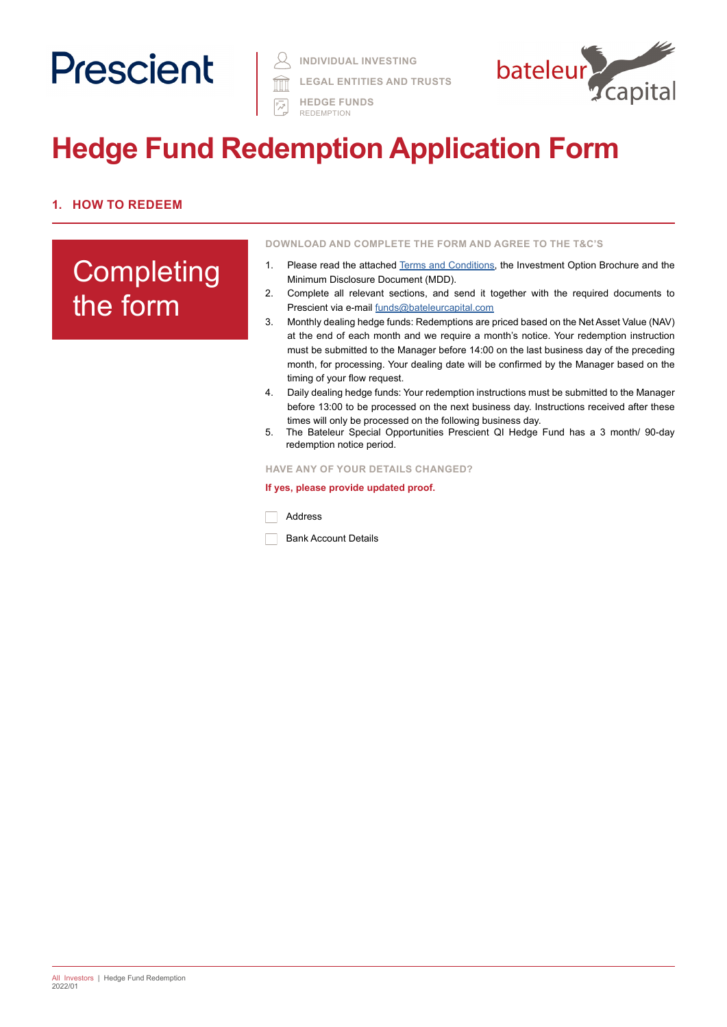Prescient

INDIVIDUAL INVESTING

LEGAL ENTITIES AND TRUSTS

HEDGE FUNDS
REDEMPTION

bateleur capital

# Hedge Fund Redemption Application Form

## 1. HOW TO REDEEM

### Completing the form

**DOWNLOAD AND COMPLETE THE FORM AND AGREE TO THE T&C'S**

1. Please read the attached Terms and Conditions, the Investment Option Brochure and the Minimum Disclosure Document (MDD).
2. Complete all relevant sections, and send it together with the required documents to Prescient via e-mail funds@bateleurcapital.com
3. Monthly dealing hedge funds: Redemptions are priced based on the Net Asset Value (NAV) at the end of each month and we require a month's notice. Your redemption instruction must be submitted to the Manager before 14:00 on the last business day of the preceding month, for processing. Your dealing date will be confirmed by the Manager based on the timing of your flow request.
4. Daily dealing hedge funds: Your redemption instructions must be submitted to the Manager before 13:00 to be processed on the next business day. Instructions received after these times will only be processed on the following business day.
5. The Bateleur Special Opportunities Prescient QI Hedge Fund has a 3 month/ 90-day redemption notice period.

**HAVE ANY OF YOUR DETAILS CHANGED?**

**If yes, please provide updated proof.**

- [ ] Address
- [ ] Bank Account Details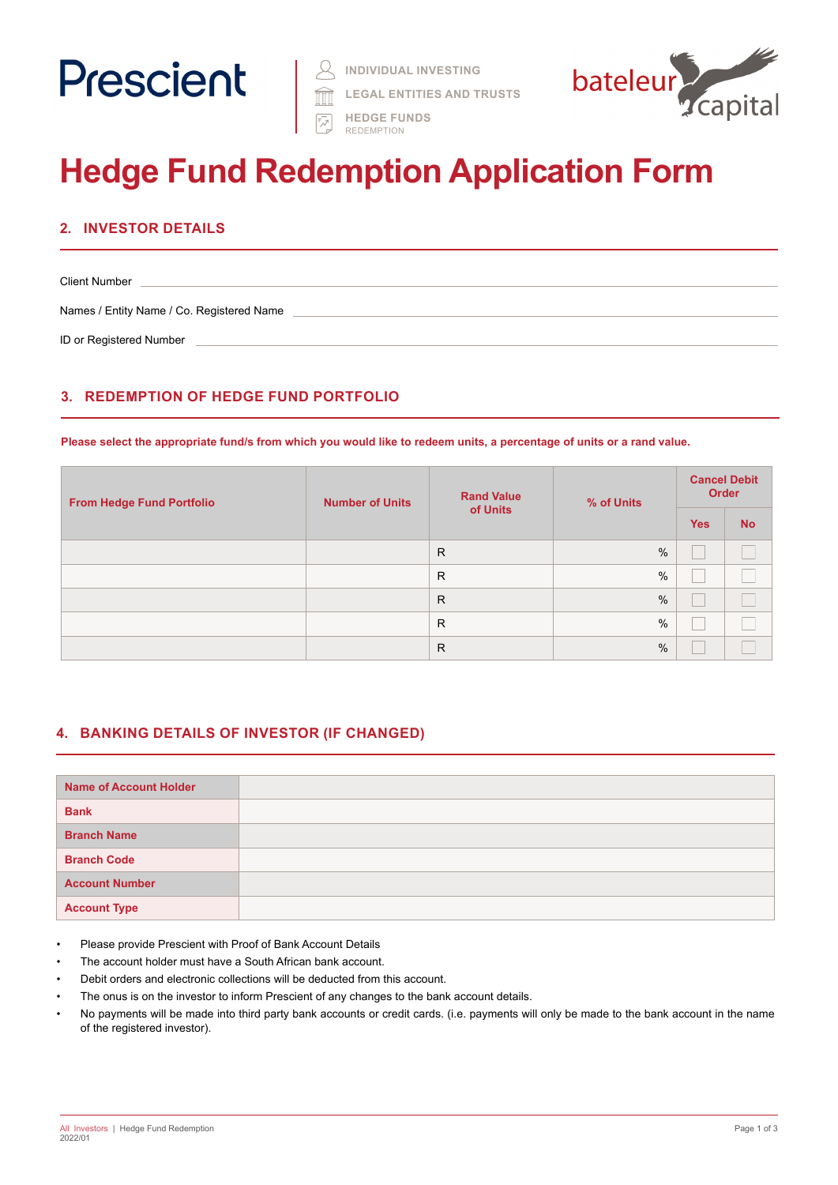Prescient

INDIVIDUAL INVESTING
LEGAL ENTITIES AND TRUSTS
HEDGE FUNDS
REDEMPTION

bateleur capital

# Hedge Fund Redemption Application Form

## 2. INVESTOR DETAILS

Client Number ______________________________

Names / Entity Name / Co. Registered Name ______________________________

ID or Registered Number ______________________________

## 3. REDEMPTION OF HEDGE FUND PORTFOLIO

**Please select the appropriate fund/s from which you would like to redeem units, a percentage of units or a rand value.**

| From Hedge Fund Portfolio | Number of Units | Rand Value of Units | % of Units | Cancel Debit Order | |
|---|---|---|---|---|---|
| | | | | Yes | No |
| | | R | % | ☐ | ☐ |
| | | R | % | ☐ | ☐ |
| | | R | % | ☐ | ☐ |
| | | R | % | ☐ | ☐ |
| | | R | % | ☐ | ☐ |

## 4. BANKING DETAILS OF INVESTOR (IF CHANGED)

| | |
|---|---|
| **Name of Account Holder** | |
| **Bank** | |
| **Branch Name** | |
| **Branch Code** | |
| **Account Number** | |
| **Account Type** | |

- Please provide Prescient with Proof of Bank Account Details
- The account holder must have a South African bank account.
- Debit orders and electronic collections will be deducted from this account.
- The onus is on the investor to inform Prescient of any changes to the bank account details.
- No payments will be made into third party bank accounts or credit cards. (i.e. payments will only be made to the bank account in the name of the registered investor).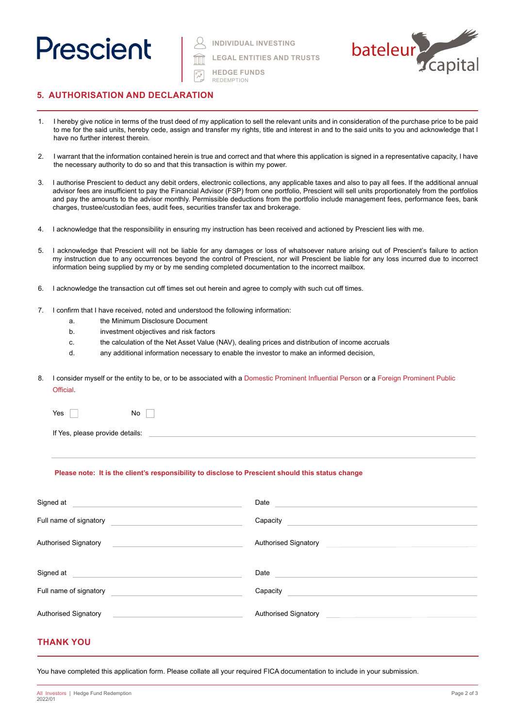## 5. AUTHORISATION AND DECLARATION

1. I hereby give notice in terms of the trust deed of my application to sell the relevant units and in consideration of the purchase price to be paid to me for the said units, hereby cede, assign and transfer my rights, title and interest in and to the said units to you and acknowledge that I have no further interest therein.

2. I warrant that the information contained herein is true and correct and that where this application is signed in a representative capacity, I have the necessary authority to do so and that this transaction is within my power.

3. I authorise Prescient to deduct any debit orders, electronic collections, any applicable taxes and also to pay all fees. If the additional annual advisor fees are insufficient to pay the Financial Advisor (FSP) from one portfolio, Prescient will sell units proportionately from the portfolios and pay the amounts to the advisor monthly. Permissible deductions from the portfolio include management fees, performance fees, bank charges, trustee/custodian fees, audit fees, securities transfer tax and brokerage.

4. I acknowledge that the responsibility in ensuring my instruction has been received and actioned by Prescient lies with me.

5. I acknowledge that Prescient will not be liable for any damages or loss of whatsoever nature arising out of Prescient's failure to action my instruction due to any occurrences beyond the control of Prescient, nor will Prescient be liable for any loss incurred due to incorrect information being supplied by my or by me sending completed documentation to the incorrect mailbox.

6. I acknowledge the transaction cut off times set out herein and agree to comply with such cut off times.

7. I confirm that I have received, noted and understood the following information:
   a. the Minimum Disclosure Document
   b. investment objectives and risk factors
   c. the calculation of the Net Asset Value (NAV), dealing prices and distribution of income accruals
   d. any additional information necessary to enable the investor to make an informed decision,

8. I consider myself or the entity to be, or to be associated with a Domestic Prominent Influential Person or a Foreign Prominent Public Official.

   Yes ☐ No ☐

   If Yes, please provide details: ______________________________

   ______________________________

**Please note: It is the client's responsibility to disclose to Prescient should this status change**

| | |
|---|---|
| Signed at ______________________ | Date ______________________ |
| Full name of signatory ______________________ | Capacity ______________________ |
| Authorised Signatory ______________________ | Authorised Signatory ______________________ |
| Signed at ______________________ | Date ______________________ |
| Full name of signatory ______________________ | Capacity ______________________ |
| Authorised Signatory ______________________ | Authorised Signatory ______________________ |

## THANK YOU

You have completed this application form. Please collate all your required FICA documentation to include in your submission.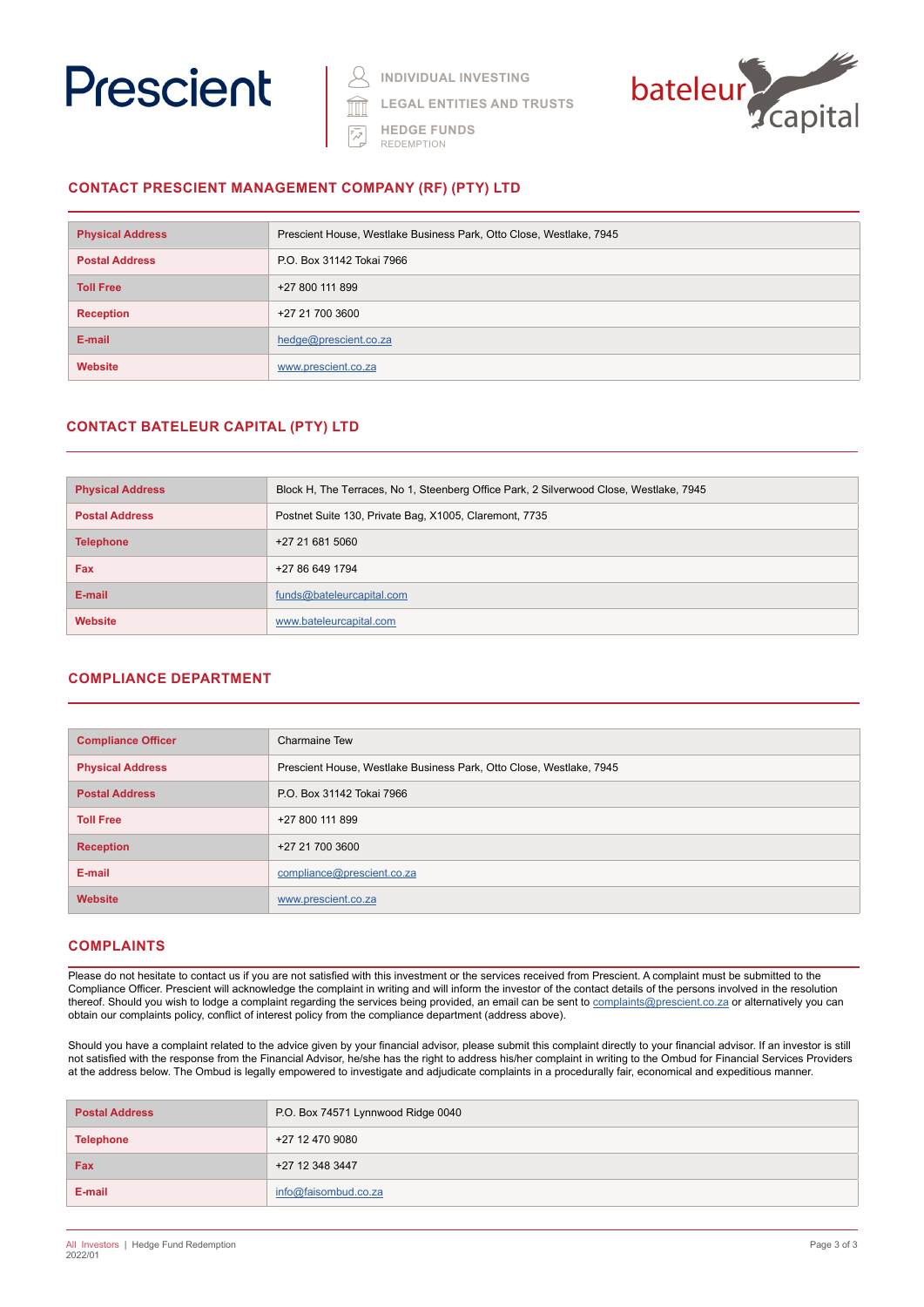Prescient

INDIVIDUAL INVESTING

LEGAL ENTITIES AND TRUSTS

HEDGE FUNDS
REDEMPTION

bateleur capital

## CONTACT PRESCIENT MANAGEMENT COMPANY (RF) (PTY) LTD

| | |
|---|---|
| **Physical Address** | Prescient House, Westlake Business Park, Otto Close, Westlake, 7945 |
| **Postal Address** | P.O. Box 31142 Tokai 7966 |
| **Toll Free** | +27 800 111 899 |
| **Reception** | +27 21 700 3600 |
| **E-mail** | hedge@prescient.co.za |
| **Website** | www.prescient.co.za |

## CONTACT BATELEUR CAPITAL (PTY) LTD

| | |
|---|---|
| **Physical Address** | Block H, The Terraces, No 1, Steenberg Office Park, 2 Silverwood Close, Westlake, 7945 |
| **Postal Address** | Postnet Suite 130, Private Bag, X1005, Claremont, 7735 |
| **Telephone** | +27 21 681 5060 |
| **Fax** | +27 86 649 1794 |
| **E-mail** | funds@bateleurcapital.com |
| **Website** | www.bateleurcapital.com |

## COMPLIANCE DEPARTMENT

| | |
|---|---|
| **Compliance Officer** | Charmaine Tew |
| **Physical Address** | Prescient House, Westlake Business Park, Otto Close, Westlake, 7945 |
| **Postal Address** | P.O. Box 31142 Tokai 7966 |
| **Toll Free** | +27 800 111 899 |
| **Reception** | +27 21 700 3600 |
| **E-mail** | compliance@prescient.co.za |
| **Website** | www.prescient.co.za |

## COMPLAINTS

Please do not hesitate to contact us if you are not satisfied with this investment or the services received from Prescient. A complaint must be submitted to the Compliance Officer. Prescient will acknowledge the complaint in writing and will inform the investor of the contact details of the persons involved in the resolution thereof. Should you wish to lodge a complaint regarding the services being provided, an email can be sent to complaints@prescient.co.za or alternatively you can obtain our complaints policy, conflict of interest policy from the compliance department (address above).

Should you have a complaint related to the advice given by your financial advisor, please submit this complaint directly to your financial advisor. If an investor is still not satisfied with the response from the Financial Advisor, he/she has the right to address his/her complaint in writing to the Ombud for Financial Services Providers at the address below. The Ombud is legally empowered to investigate and adjudicate complaints in a procedurally fair, economical and expeditious manner.

| | |
|---|---|
| **Postal Address** | P.O. Box 74571 Lynnwood Ridge 0040 |
| **Telephone** | +27 12 470 9080 |
| **Fax** | +27 12 348 3447 |
| **E-mail** | info@faisombud.co.za |